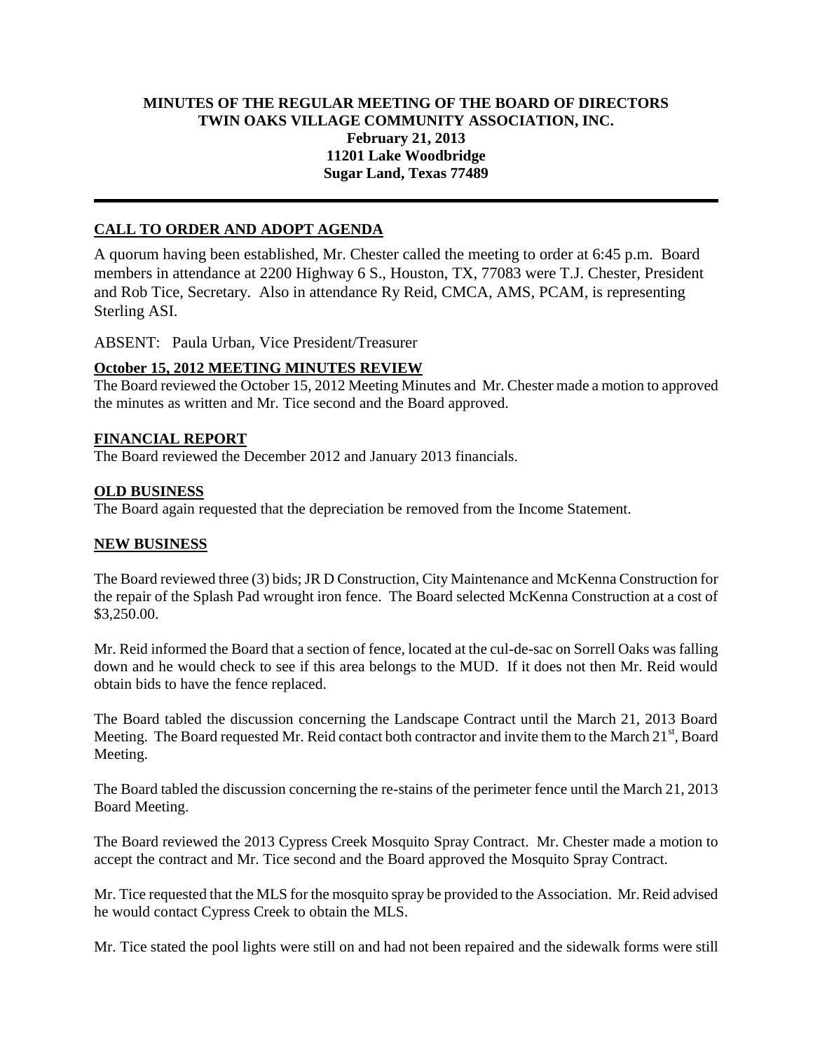**MINUTES OF THE REGULAR MEETING OF THE BOARD OF DIRECTORS**
**TWIN OAKS VILLAGE COMMUNITY ASSOCIATION, INC.**
**February 21, 2013**
**11201 Lake Woodbridge**
**Sugar Land, Texas 77489**

---

## CALL TO ORDER AND ADOPT AGENDA

A quorum having been established, Mr. Chester called the meeting to order at 6:45 p.m. Board members in attendance at 2200 Highway 6 S., Houston, TX, 77083 were T.J. Chester, President and Rob Tice, Secretary. Also in attendance Ry Reid, CMCA, AMS, PCAM, is representing Sterling ASI.

ABSENT: Paula Urban, Vice President/Treasurer

## October 15, 2012 MEETING MINUTES REVIEW

The Board reviewed the October 15, 2012 Meeting Minutes and Mr. Chester made a motion to approved the minutes as written and Mr. Tice second and the Board approved.

## FINANCIAL REPORT

The Board reviewed the December 2012 and January 2013 financials.

## OLD BUSINESS

The Board again requested that the depreciation be removed from the Income Statement.

## NEW BUSINESS

The Board reviewed three (3) bids; JR D Construction, City Maintenance and McKenna Construction for the repair of the Splash Pad wrought iron fence. The Board selected McKenna Construction at a cost of $3,250.00.

Mr. Reid informed the Board that a section of fence, located at the cul-de-sac on Sorrell Oaks was falling down and he would check to see if this area belongs to the MUD. If it does not then Mr. Reid would obtain bids to have the fence replaced.

The Board tabled the discussion concerning the Landscape Contract until the March 21, 2013 Board Meeting. The Board requested Mr. Reid contact both contractor and invite them to the March 21st, Board Meeting.

The Board tabled the discussion concerning the re-stains of the perimeter fence until the March 21, 2013 Board Meeting.

The Board reviewed the 2013 Cypress Creek Mosquito Spray Contract. Mr. Chester made a motion to accept the contract and Mr. Tice second and the Board approved the Mosquito Spray Contract.

Mr. Tice requested that the MLS for the mosquito spray be provided to the Association. Mr. Reid advised he would contact Cypress Creek to obtain the MLS.

Mr. Tice stated the pool lights were still on and had not been repaired and the sidewalk forms were still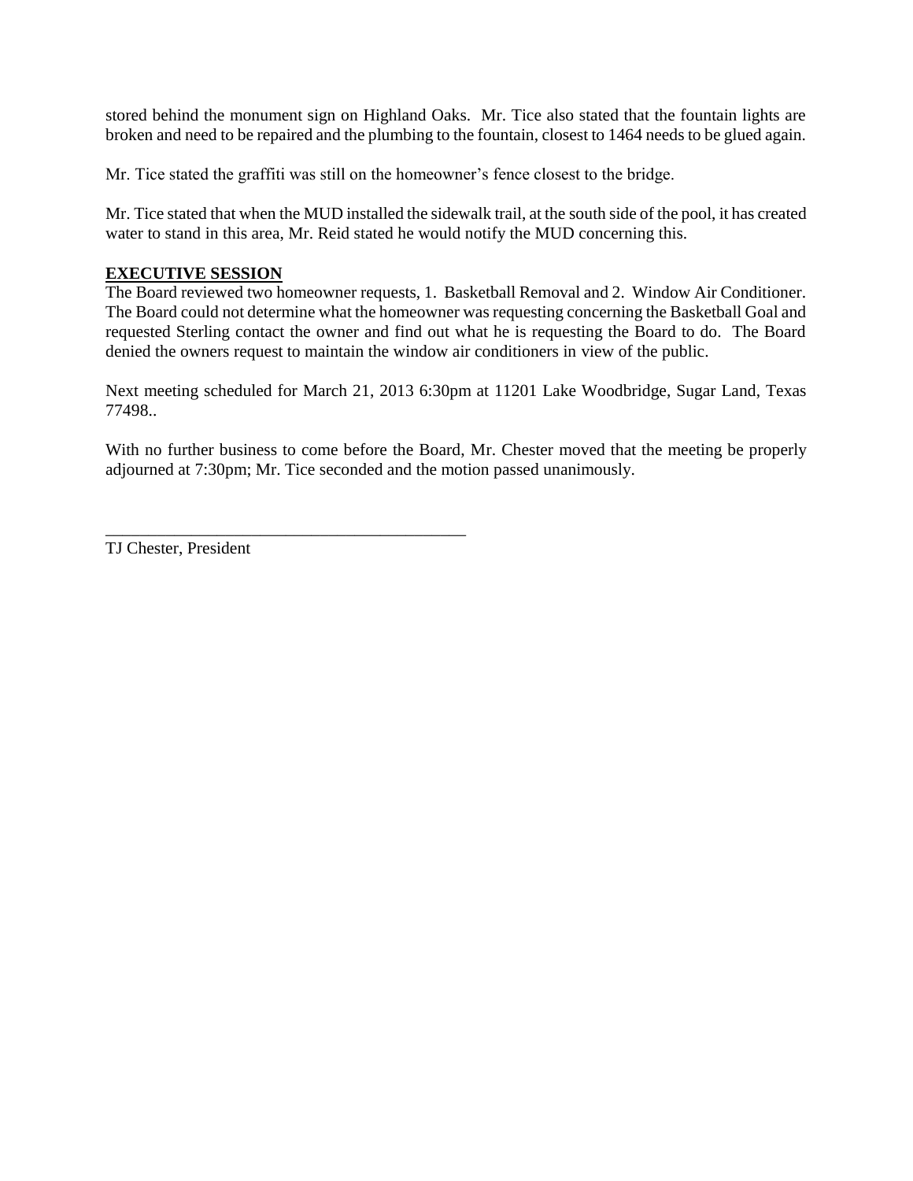stored behind the monument sign on Highland Oaks. Mr. Tice also stated that the fountain lights are broken and need to be repaired and the plumbing to the fountain, closest to 1464 needs to be glued again.

Mr. Tice stated the graffiti was still on the homeowner's fence closest to the bridge.

Mr. Tice stated that when the MUD installed the sidewalk trail, at the south side of the pool, it has created water to stand in this area, Mr. Reid stated he would notify the MUD concerning this.

**EXECUTIVE SESSION**

The Board reviewed two homeowner requests, 1. Basketball Removal and 2. Window Air Conditioner. The Board could not determine what the homeowner was requesting concerning the Basketball Goal and requested Sterling contact the owner and find out what he is requesting the Board to do. The Board denied the owners request to maintain the window air conditioners in view of the public.

Next meeting scheduled for March 21, 2013 6:30pm at 11201 Lake Woodbridge, Sugar Land, Texas 77498..

With no further business to come before the Board, Mr. Chester moved that the meeting be properly adjourned at 7:30pm; Mr. Tice seconded and the motion passed unanimously.

\_\_\_\_\_\_\_\_\_\_\_\_\_\_\_\_\_\_\_\_\_\_\_\_\_\_\_\_\_\_\_\_\_\_\_\_\_\_\_\_\_\_\_\_

TJ Chester, President